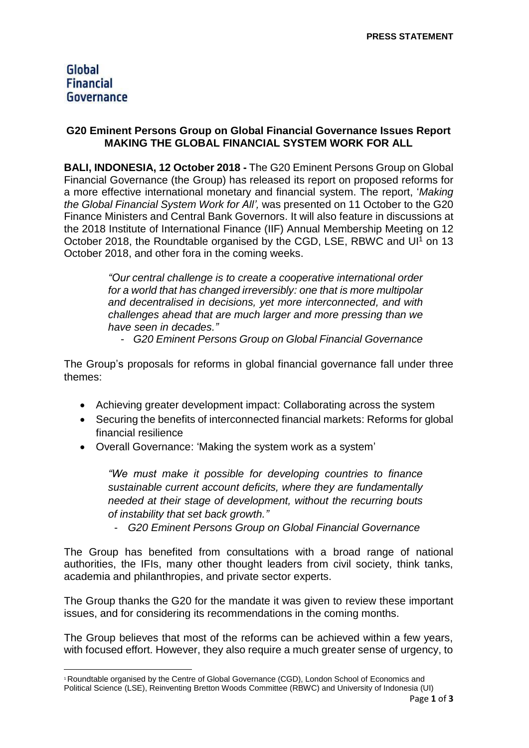**PRESS STATEMENT**

Global
Financial
Governance

## G20 Eminent Persons Group on Global Financial Governance Issues Report
## MAKING THE GLOBAL FINANCIAL SYSTEM WORK FOR ALL

**BALI, INDONESIA, 12 October 2018 -** The G20 Eminent Persons Group on Global Financial Governance (the Group) has released its report on proposed reforms for a more effective international monetary and financial system. The report, '*Making the Global Financial System Work for All',* was presented on 11 October to the G20 Finance Ministers and Central Bank Governors. It will also feature in discussions at the 2018 Institute of International Finance (IIF) Annual Membership Meeting on 12 October 2018, the Roundtable organised by the CGD, LSE, RBWC and UI[1] on 13 October 2018, and other fora in the coming weeks.

> *"Our central challenge is to create a cooperative international order for a world that has changed irreversibly: one that is more multipolar and decentralised in decisions, yet more interconnected, and with challenges ahead that are much larger and more pressing than we have seen in decades."*
>
> - *G20 Eminent Persons Group on Global Financial Governance*

The Group's proposals for reforms in global financial governance fall under three themes:

- Achieving greater development impact: Collaborating across the system
- Securing the benefits of interconnected financial markets: Reforms for global financial resilience
- Overall Governance: 'Making the system work as a system'

> *"We must make it possible for developing countries to finance sustainable current account deficits, where they are fundamentally needed at their stage of development, without the recurring bouts of instability that set back growth."*
>
> - *G20 Eminent Persons Group on Global Financial Governance*

The Group has benefited from consultations with a broad range of national authorities, the IFIs, many other thought leaders from civil society, think tanks, academia and philanthropies, and private sector experts.

The Group thanks the G20 for the mandate it was given to review these important issues, and for considering its recommendations in the coming months.

The Group believes that most of the reforms can be achieved within a few years, with focused effort. However, they also require a much greater sense of urgency, to

[1] Roundtable organised by the Centre of Global Governance (CGD), London School of Economics and Political Science (LSE), Reinventing Bretton Woods Committee (RBWC) and University of Indonesia (UI)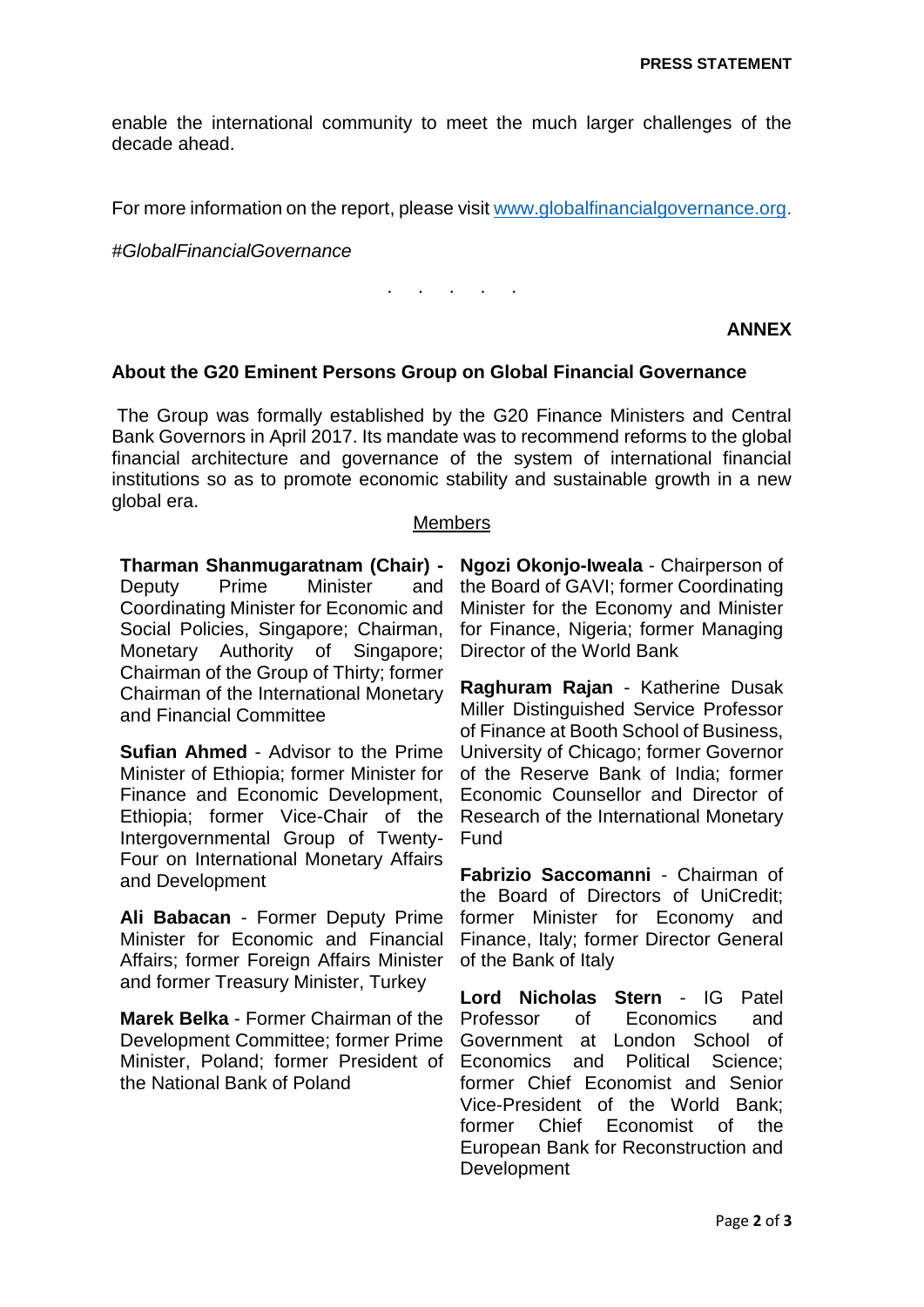enable the international community to meet the much larger challenges of the decade ahead.

For more information on the report, please visit [www.globalfinancialgovernance.org](http://www.globalfinancialgovernance.org).

*#GlobalFinancialGovernance*

. . . . .

**ANNEX**

**About the G20 Eminent Persons Group on Global Financial Governance**

The Group was formally established by the G20 Finance Ministers and Central Bank Governors in April 2017. Its mandate was to recommend reforms to the global financial architecture and governance of the system of international financial institutions so as to promote economic stability and sustainable growth in a new global era.

Members

**Tharman Shanmugaratnam (Chair) -** Deputy Prime Minister and Coordinating Minister for Economic and Social Policies, Singapore; Chairman, Monetary Authority of Singapore; Chairman of the Group of Thirty; former Chairman of the International Monetary and Financial Committee

**Sufian Ahmed** - Advisor to the Prime Minister of Ethiopia; former Minister for Finance and Economic Development, Ethiopia; former Vice-Chair of the Intergovernmental Group of Twenty-Four on International Monetary Affairs and Development

**Ali Babacan** - Former Deputy Prime Minister for Economic and Financial Affairs; former Foreign Affairs Minister and former Treasury Minister, Turkey

**Marek Belka** - Former Chairman of the Development Committee; former Prime Minister, Poland; former President of the National Bank of Poland

**Ngozi Okonjo-Iweala** - Chairperson of the Board of GAVI; former Coordinating Minister for the Economy and Minister for Finance, Nigeria; former Managing Director of the World Bank

**Raghuram Rajan** - Katherine Dusak Miller Distinguished Service Professor of Finance at Booth School of Business, University of Chicago; former Governor of the Reserve Bank of India; former Economic Counsellor and Director of Research of the International Monetary Fund

**Fabrizio Saccomanni** - Chairman of the Board of Directors of UniCredit; former Minister for Economy and Finance, Italy; former Director General of the Bank of Italy

**Lord Nicholas Stern** - IG Patel Professor of Economics and Government at London School of Economics and Political Science; former Chief Economist and Senior Vice-President of the World Bank; former Chief Economist of the European Bank for Reconstruction and Development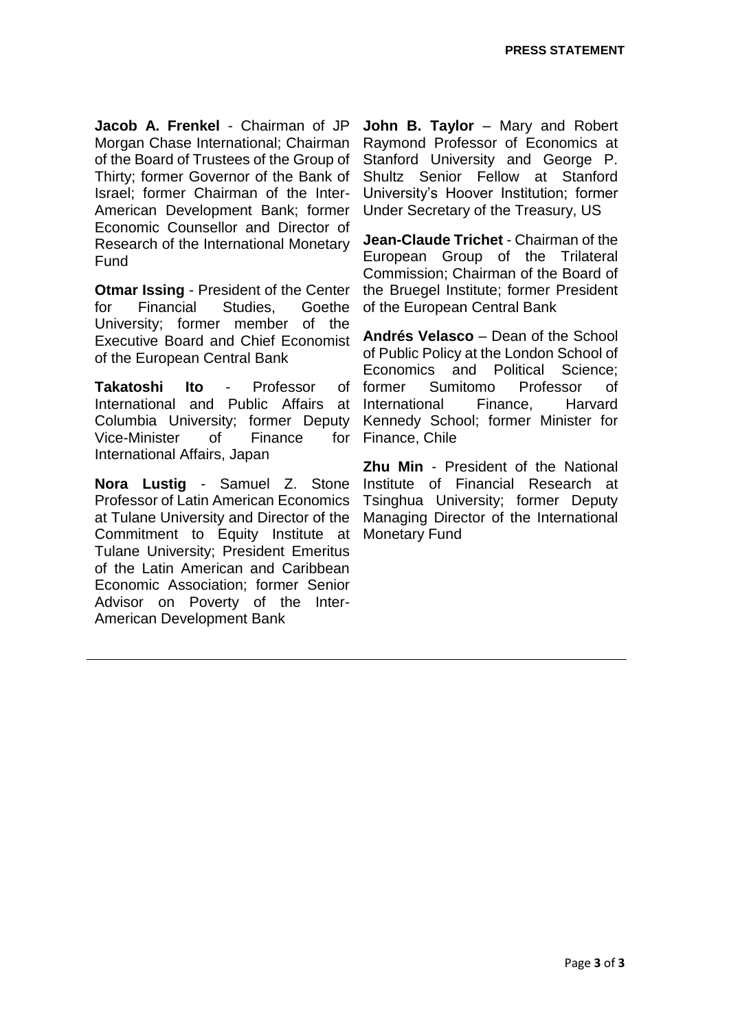**Jacob A. Frenkel** - Chairman of JP Morgan Chase International; Chairman of the Board of Trustees of the Group of Thirty; former Governor of the Bank of Israel; former Chairman of the Inter-American Development Bank; former Economic Counsellor and Director of Research of the International Monetary Fund

**Otmar Issing** - President of the Center for Financial Studies, Goethe University; former member of the Executive Board and Chief Economist of the European Central Bank

**Takatoshi Ito** - Professor of International and Public Affairs at Columbia University; former Deputy Vice-Minister of Finance for International Affairs, Japan

**Nora Lustig** - Samuel Z. Stone Professor of Latin American Economics at Tulane University and Director of the Commitment to Equity Institute at Tulane University; President Emeritus of the Latin American and Caribbean Economic Association; former Senior Advisor on Poverty of the Inter-American Development Bank

**John B. Taylor** – Mary and Robert Raymond Professor of Economics at Stanford University and George P. Shultz Senior Fellow at Stanford University's Hoover Institution; former Under Secretary of the Treasury, US

**Jean-Claude Trichet** - Chairman of the European Group of the Trilateral Commission; Chairman of the Board of the Bruegel Institute; former President of the European Central Bank

**Andrés Velasco** – Dean of the School of Public Policy at the London School of Economics and Political Science; former Sumitomo Professor of International Finance, Harvard Kennedy School; former Minister for Finance, Chile

**Zhu Min** - President of the National Institute of Financial Research at Tsinghua University; former Deputy Managing Director of the International Monetary Fund